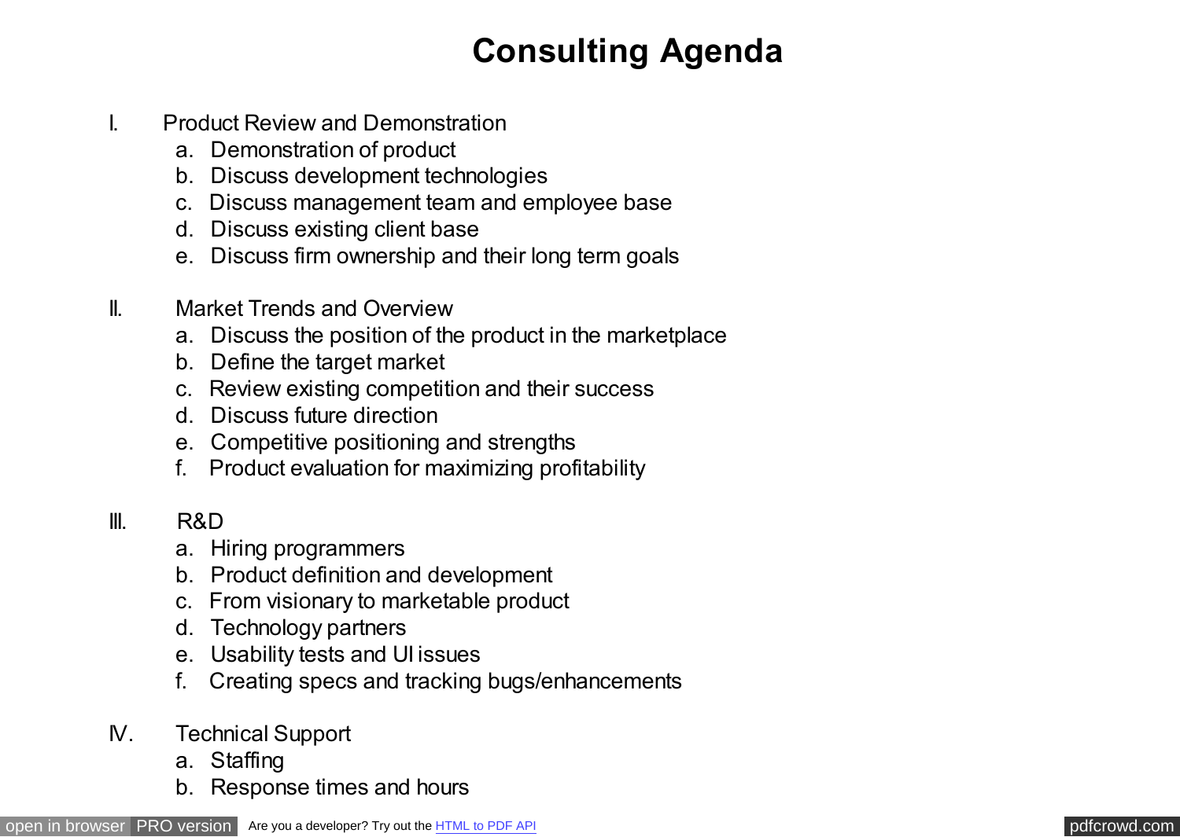# Consulting Agenda

I. Product Review and Demonstration
   a. Demonstration of product
   b. Discuss development technologies
   c. Discuss management team and employee base
   d. Discuss existing client base
   e. Discuss firm ownership and their long term goals

II. Market Trends and Overview
   a. Discuss the position of the product in the marketplace
   b. Define the target market
   c. Review existing competition and their success
   d. Discuss future direction
   e. Competitive positioning and strengths
   f. Product evaluation for maximizing profitability

III. R&D
   a. Hiring programmers
   b. Product definition and development
   c. From visionary to marketable product
   d. Technology partners
   e. Usability tests and UI issues
   f. Creating specs and tracking bugs/enhancements

IV. Technical Support
   a. Staffing
   b. Response times and hours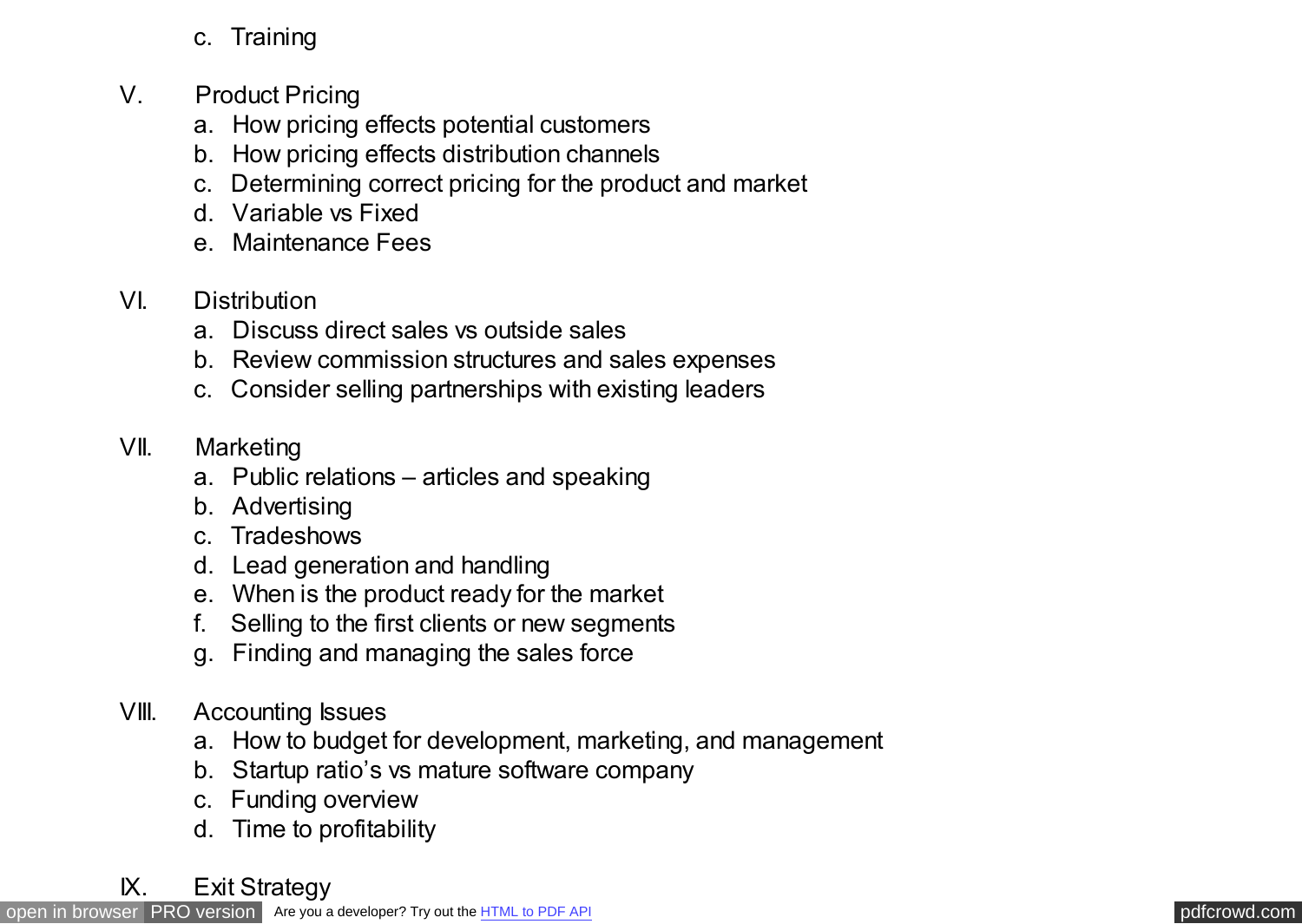c. Training

V. Product Pricing
   a. How pricing effects potential customers
   b. How pricing effects distribution channels
   c. Determining correct pricing for the product and market
   d. Variable vs Fixed
   e. Maintenance Fees

VI. Distribution
   a. Discuss direct sales vs outside sales
   b. Review commission structures and sales expenses
   c. Consider selling partnerships with existing leaders

VII. Marketing
   a. Public relations – articles and speaking
   b. Advertising
   c. Tradeshows
   d. Lead generation and handling
   e. When is the product ready for the market
   f. Selling to the first clients or new segments
   g. Finding and managing the sales force

VIII. Accounting Issues
   a. How to budget for development, marketing, and management
   b. Startup ratio's vs mature software company
   c. Funding overview
   d. Time to profitability

IX. Exit Strategy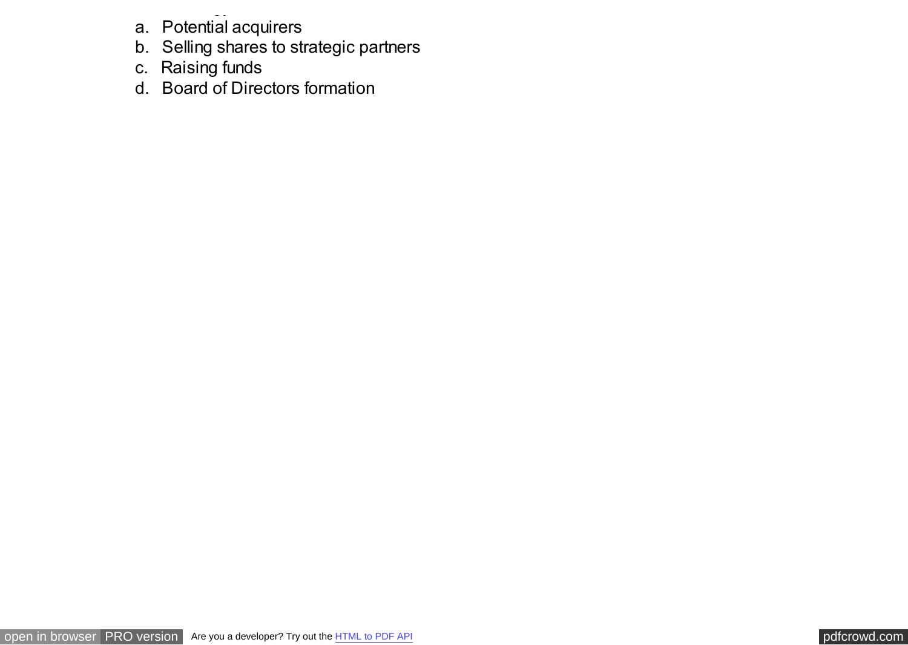a. Potential acquirers
b. Selling shares to strategic partners
c. Raising funds
d. Board of Directors formation